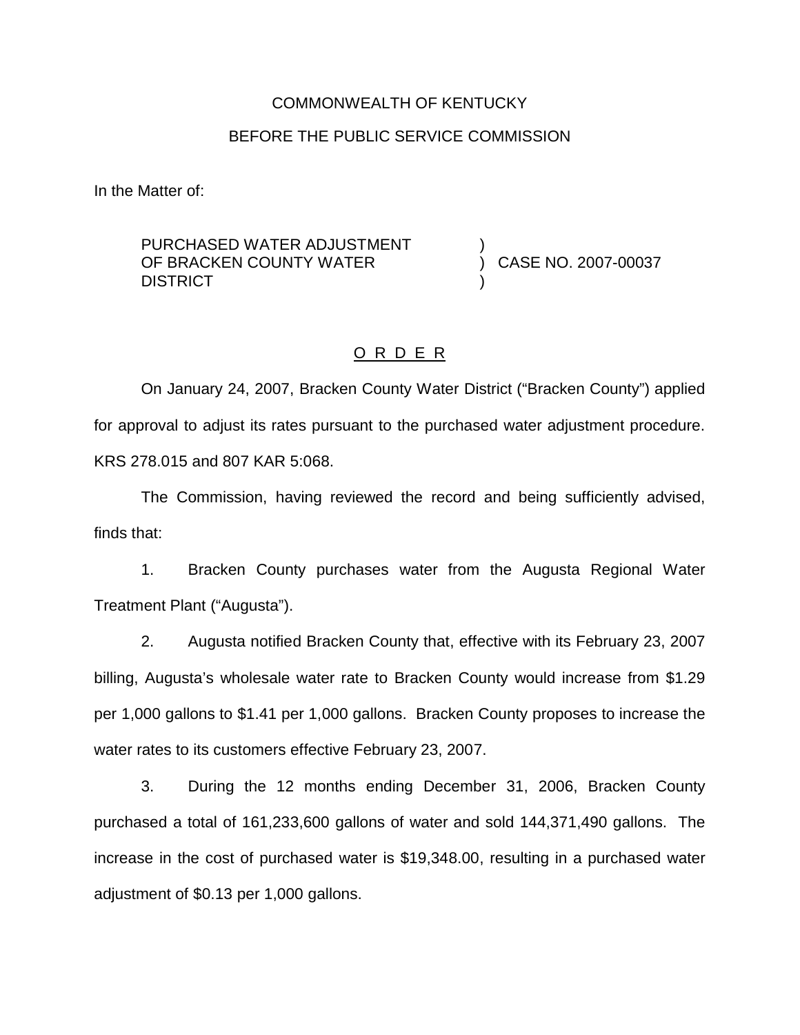COMMONWEALTH OF KENTUCKY

BEFORE THE PUBLIC SERVICE COMMISSION

In the Matter of:

| | | |
|---|---|---|
| PURCHASED WATER ADJUSTMENT OF BRACKEN COUNTY WATER DISTRICT | ) ) ) | CASE NO. 2007-00037 |

## O R D E R

On January 24, 2007, Bracken County Water District ("Bracken County") applied for approval to adjust its rates pursuant to the purchased water adjustment procedure. KRS 278.015 and 807 KAR 5:068.

The Commission, having reviewed the record and being sufficiently advised, finds that:

1. Bracken County purchases water from the Augusta Regional Water Treatment Plant ("Augusta").

2. Augusta notified Bracken County that, effective with its February 23, 2007 billing, Augusta's wholesale water rate to Bracken County would increase from $1.29 per 1,000 gallons to $1.41 per 1,000 gallons. Bracken County proposes to increase the water rates to its customers effective February 23, 2007.

3. During the 12 months ending December 31, 2006, Bracken County purchased a total of 161,233,600 gallons of water and sold 144,371,490 gallons. The increase in the cost of purchased water is $19,348.00, resulting in a purchased water adjustment of $0.13 per 1,000 gallons.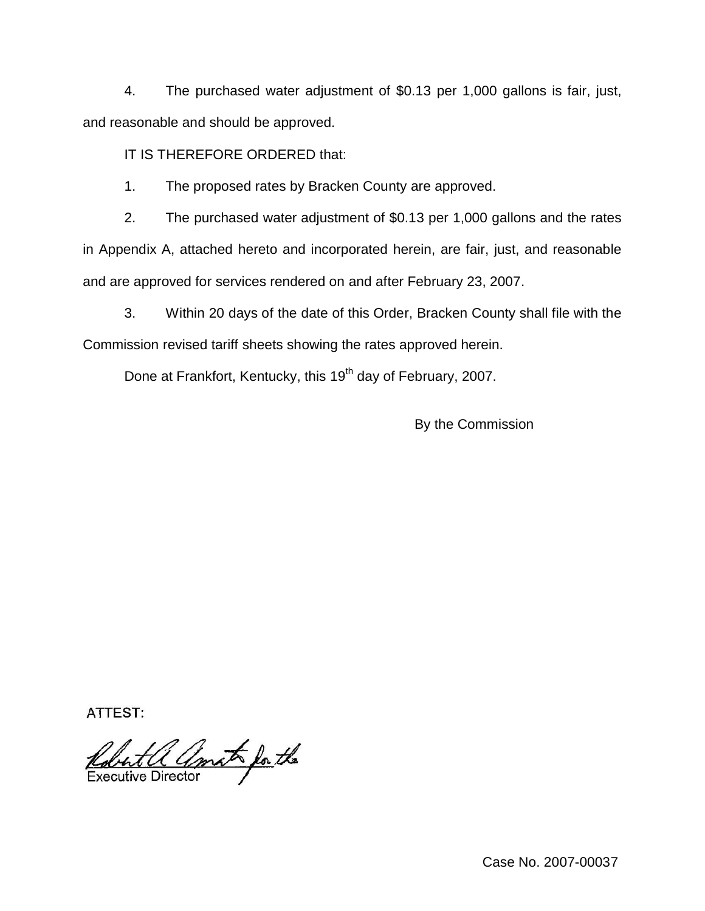4. The purchased water adjustment of $0.13 per 1,000 gallons is fair, just, and reasonable and should be approved.

IT IS THEREFORE ORDERED that:

1. The proposed rates by Bracken County are approved.

2. The purchased water adjustment of $0.13 per 1,000 gallons and the rates in Appendix A, attached hereto and incorporated herein, are fair, just, and reasonable and are approved for services rendered on and after February 23, 2007.

3. Within 20 days of the date of this Order, Bracken County shall file with the Commission revised tariff sheets showing the rates approved herein.

Done at Frankfort, Kentucky, this 19th day of February, 2007.

By the Commission

ATTEST:

Robert A. Amato for the
Executive Director

Case No. 2007-00037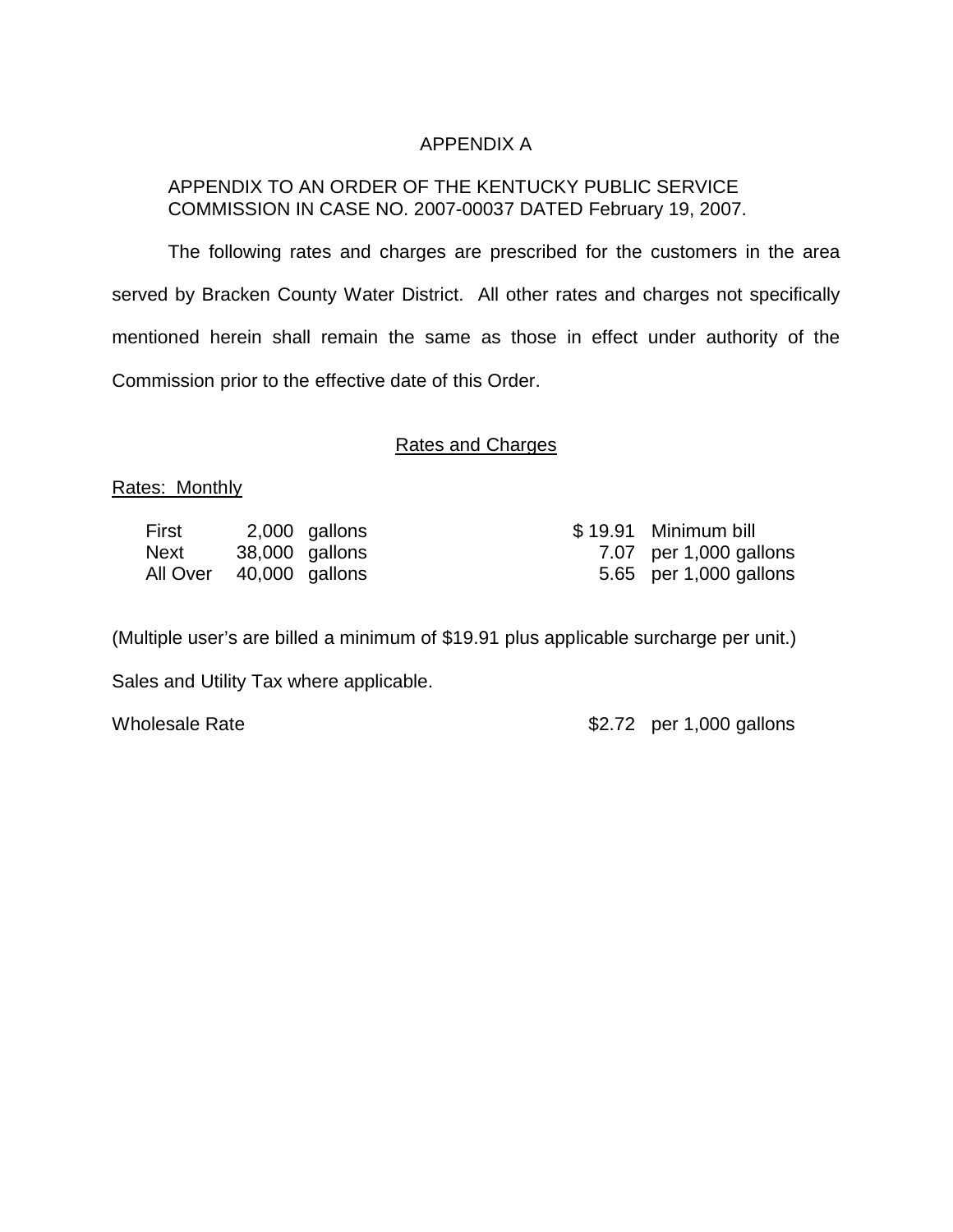# APPENDIX A

APPENDIX TO AN ORDER OF THE KENTUCKY PUBLIC SERVICE COMMISSION IN CASE NO. 2007-00037 DATED February 19, 2007.

The following rates and charges are prescribed for the customers in the area served by Bracken County Water District. All other rates and charges not specifically mentioned herein shall remain the same as those in effect under authority of the Commission prior to the effective date of this Order.

## Rates and Charges

Rates: Monthly

| | | | | |
|---|---|---|---|---|
| First | 2,000 | gallons | $ 19.91 | Minimum bill |
| Next | 38,000 | gallons | 7.07 | per 1,000 gallons |
| All Over | 40,000 | gallons | 5.65 | per 1,000 gallons |

(Multiple user's are billed a minimum of $19.91 plus applicable surcharge per unit.)

Sales and Utility Tax where applicable.

Wholesale Rate $2.72 per 1,000 gallons